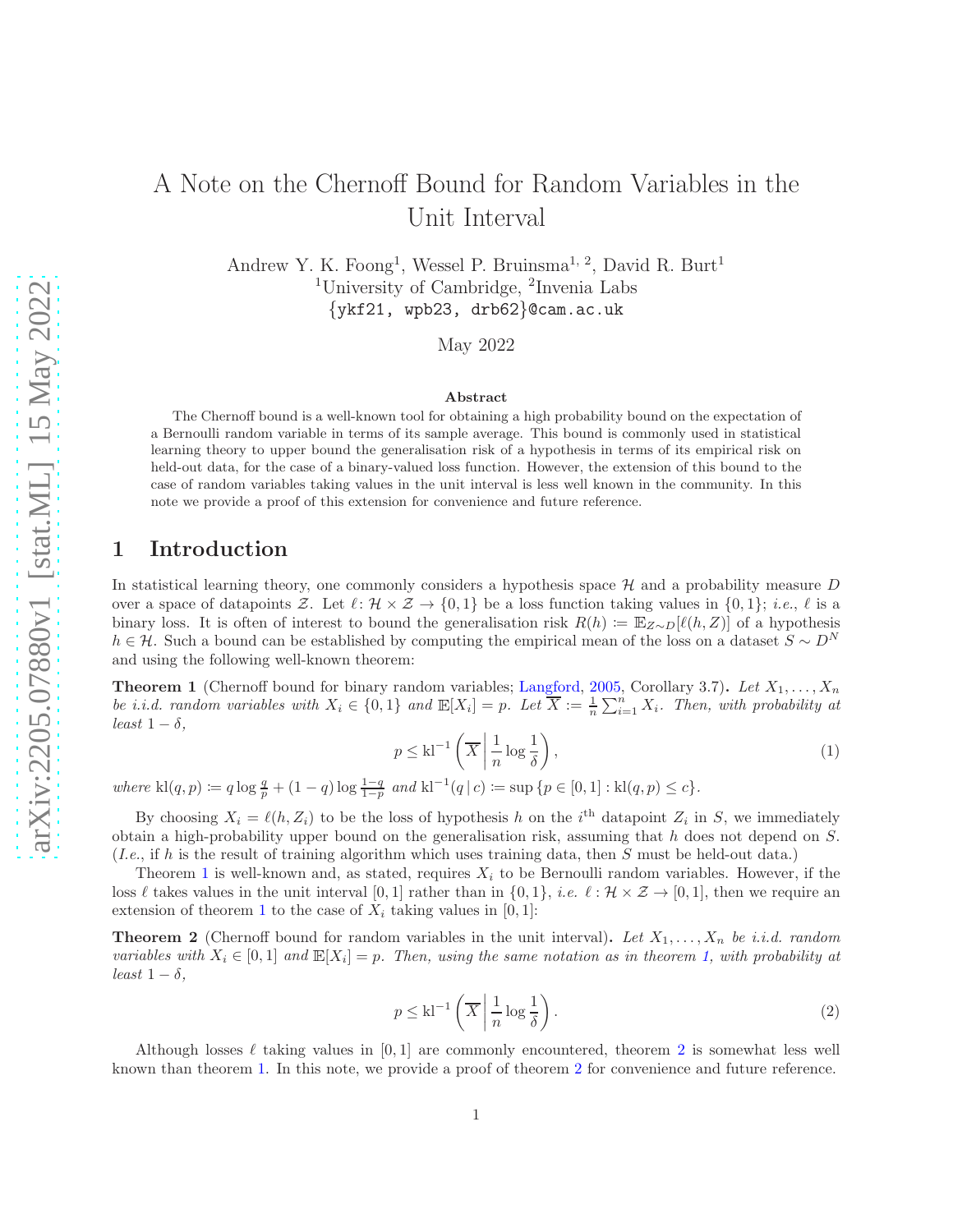# A Note on the Chernoff Bound for Random Variables in the Unit Interval

Andrew Y. K. Foong[1], Wessel P. Bruinsma[1, 2], David R. Burt[1]
[1]University of Cambridge, [2]Invenia Labs
{ykf21, wpb23, drb62}@cam.ac.uk

May 2022

### Abstract

The Chernoff bound is a well-known tool for obtaining a high probability bound on the expectation of a Bernoulli random variable in terms of its sample average. This bound is commonly used in statistical learning theory to upper bound the generalisation risk of a hypothesis in terms of its empirical risk on held-out data, for the case of a binary-valued loss function. However, the extension of this bound to the case of random variables taking values in the unit interval is less well known in the community. In this note we provide a proof of this extension for convenience and future reference.

## 1 Introduction

In statistical learning theory, one commonly considers a hypothesis space $\mathcal{H}$ and a probability measure $D$ over a space of datapoints $\mathcal{Z}$. Let $\ell\colon \mathcal{H} \times \mathcal{Z} \to \{0, 1\}$ be a loss function taking values in $\{0, 1\}$; *i.e.*, $\ell$ is a binary loss. It is often of interest to bound the generalisation risk $R(h) \coloneqq \mathbb{E}_{Z\sim D}[\ell(h, Z)]$ of a hypothesis $h \in \mathcal{H}$. Such a bound can be established by computing the empirical mean of the loss on a dataset $S \sim D^N$ and using the following well-known theorem:

**Theorem 1** (Chernoff bound for binary random variables; Langford, 2005, Corollary 3.7)**.** *Let $X_1, \dots, X_n$ be i.i.d. random variables with $X_i \in \{0, 1\}$ and $\mathbb{E}[X_i] = p$. Let $\overline{X} \coloneqq \frac{1}{n}\sum_{i=1}^n X_i$. Then, with probability at least $1 - \delta$,*

$$p \leq \mathrm{kl}^{-1}\left(\overline{X} \,\middle|\, \frac{1}{n}\log\frac{1}{\delta}\right), \tag{1}$$

*where $\mathrm{kl}(q, p) \coloneqq q \log \frac{q}{p} + (1 - q) \log \frac{1-q}{1-p}$ and $\mathrm{kl}^{-1}(q \,|\, c) \coloneqq \sup\{p \in [0, 1] : \mathrm{kl}(q, p) \leq c\}$.*

By choosing $X_i = \ell(h, Z_i)$ to be the loss of hypothesis $h$ on the $i^{\text{th}}$ datapoint $Z_i$ in $S$, we immediately obtain a high-probability upper bound on the generalisation risk, assuming that $h$ does not depend on $S$. (*I.e.*, if $h$ is the result of training algorithm which uses training data, then $S$ must be held-out data.)

Theorem 1 is well-known and, as stated, requires $X_i$ to be Bernoulli random variables. However, if the loss $\ell$ takes values in the unit interval $[0, 1]$ rather than in $\{0, 1\}$, *i.e.* $\ell : \mathcal{H} \times \mathcal{Z} \to [0, 1]$, then we require an extension of theorem 1 to the case of $X_i$ taking values in $[0, 1]$:

**Theorem 2** (Chernoff bound for random variables in the unit interval)**.** *Let $X_1, \dots, X_n$ be i.i.d. random variables with $X_i \in [0, 1]$ and $\mathbb{E}[X_i] = p$. Then, using the same notation as in theorem 1, with probability at least $1 - \delta$,*

$$p \leq \mathrm{kl}^{-1}\left(\overline{X} \,\middle|\, \frac{1}{n}\log\frac{1}{\delta}\right). \tag{2}$$

Although losses $\ell$ taking values in $[0, 1]$ are commonly encountered, theorem 2 is somewhat less well known than theorem 1. In this note, we provide a proof of theorem 2 for convenience and future reference.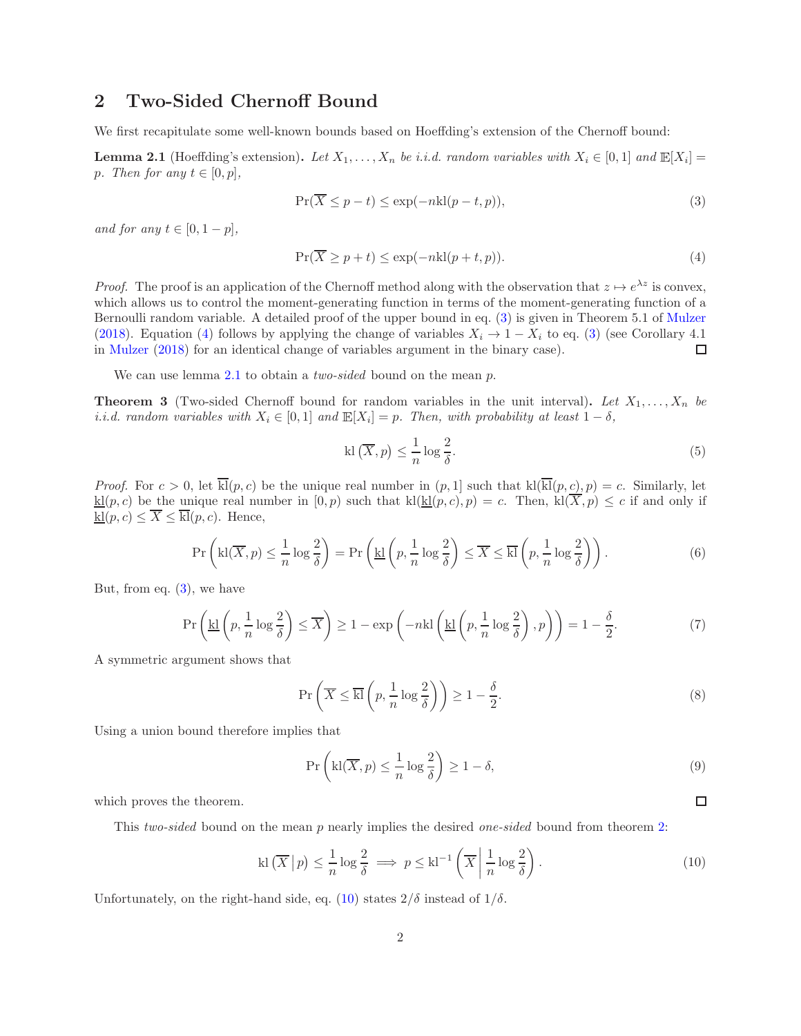## 2 Two-Sided Chernoff Bound

We first recapitulate some well-known bounds based on Hoeffding's extension of the Chernoff bound:

**Lemma 2.1** (Hoeffding's extension)**.** *Let $X_1, \dots, X_n$ be i.i.d. random variables with $X_i \in [0,1]$ and $\mathbb{E}[X_i] = p$. Then for any $t \in [0, p]$,*

$$\Pr(\overline{X} \le p - t) \le \exp(-n\mathrm{kl}(p - t, p)), \tag{3}$$

*and for any $t \in [0, 1-p]$,*

$$\Pr(\overline{X} \ge p + t) \le \exp(-n\mathrm{kl}(p + t, p)). \tag{4}$$

*Proof.* The proof is an application of the Chernoff method along with the observation that $z \mapsto e^{\lambda z}$ is convex, which allows us to control the moment-generating function in terms of the moment-generating function of a Bernoulli random variable. A detailed proof of the upper bound in eq. (3) is given in Theorem 5.1 of Mulzer (2018). Equation (4) follows by applying the change of variables $X_i \to 1 - X_i$ to eq. (3) (see Corollary 4.1 in Mulzer (2018) for an identical change of variables argument in the binary case). □

We can use lemma 2.1 to obtain a *two-sided* bound on the mean $p$.

**Theorem 3** (Two-sided Chernoff bound for random variables in the unit interval)**.** *Let $X_1, \dots, X_n$ be i.i.d. random variables with $X_i \in [0,1]$ and $\mathbb{E}[X_i] = p$. Then, with probability at least $1 - \delta$,*

$$\mathrm{kl}\left(\overline{X}, p\right) \le \frac{1}{n} \log \frac{2}{\delta}. \tag{5}$$

*Proof.* For $c > 0$, let $\overline{\mathrm{kl}}(p, c)$ be the unique real number in $(p, 1]$ such that $\mathrm{kl}(\overline{\mathrm{kl}}(p, c), p) = c$. Similarly, let $\underline{\mathrm{kl}}(p, c)$ be the unique real number in $[0, p)$ such that $\mathrm{kl}(\underline{\mathrm{kl}}(p, c), p) = c$. Then, $\mathrm{kl}(\overline{X}, p) \le c$ if and only if $\underline{\mathrm{kl}}(p, c) \le \overline{X} \le \overline{\mathrm{kl}}(p, c)$. Hence,

$$\Pr\left(\mathrm{kl}(\overline{X}, p) \le \frac{1}{n} \log \frac{2}{\delta}\right) = \Pr\left(\underline{\mathrm{kl}}\left(p, \frac{1}{n} \log \frac{2}{\delta}\right) \le \overline{X} \le \overline{\mathrm{kl}}\left(p, \frac{1}{n} \log \frac{2}{\delta}\right)\right). \tag{6}$$

But, from eq. (3), we have

$$\Pr\left(\underline{\mathrm{kl}}\left(p, \frac{1}{n} \log \frac{2}{\delta}\right) \le \overline{X}\right) \ge 1 - \exp\left(-n\mathrm{kl}\left(\underline{\mathrm{kl}}\left(p, \frac{1}{n} \log \frac{2}{\delta}\right), p\right)\right) = 1 - \frac{\delta}{2}. \tag{7}$$

A symmetric argument shows that

$$\Pr\left(\overline{X} \le \overline{\mathrm{kl}}\left(p, \frac{1}{n} \log \frac{2}{\delta}\right)\right) \ge 1 - \frac{\delta}{2}. \tag{8}$$

Using a union bound therefore implies that

$$\Pr\left(\mathrm{kl}(\overline{X}, p) \le \frac{1}{n} \log \frac{2}{\delta}\right) \ge 1 - \delta, \tag{9}$$

which proves the theorem. □

This *two-sided* bound on the mean $p$ nearly implies the desired *one-sided* bound from theorem 2:

$$\mathrm{kl}\left(\overline{X} \,\middle|\, p\right) \le \frac{1}{n} \log \frac{2}{\delta} \implies p \le \mathrm{kl}^{-1}\left(\overline{X} \,\middle|\, \frac{1}{n} \log \frac{2}{\delta}\right). \tag{10}$$

Unfortunately, on the right-hand side, eq. (10) states $2/\delta$ instead of $1/\delta$.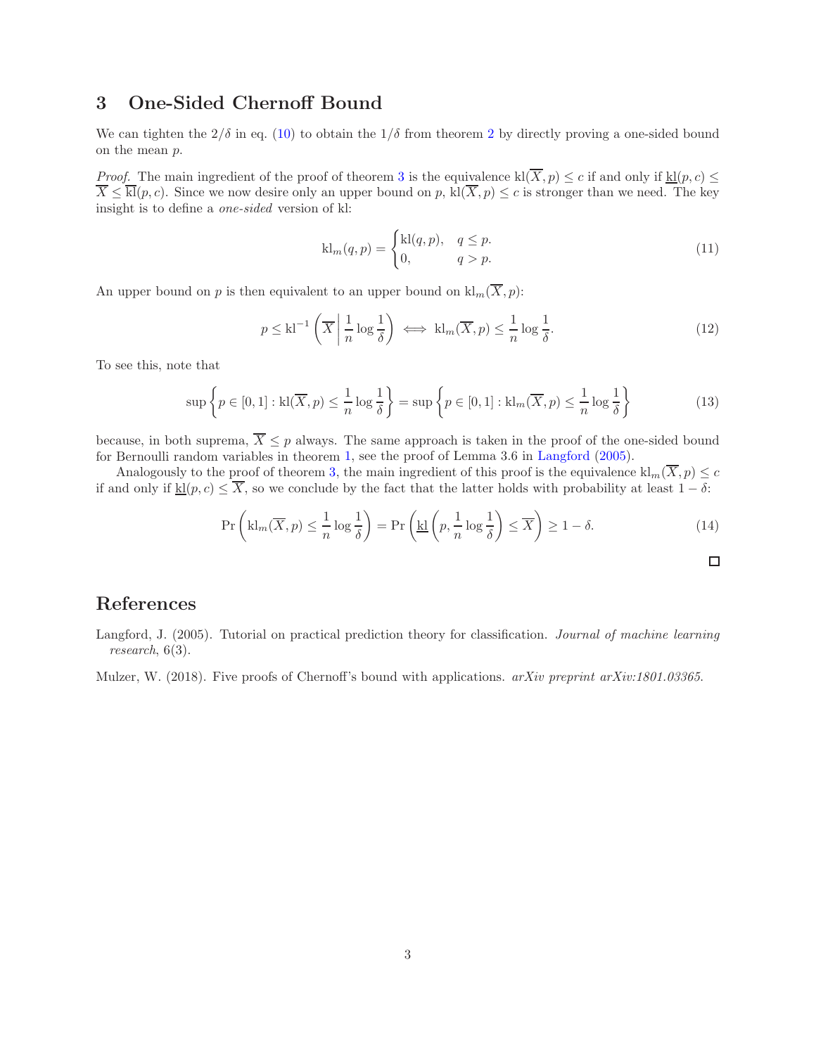## 3 One-Sided Chernoff Bound

We can tighten the $2/\delta$ in eq. (10) to obtain the $1/\delta$ from theorem 2 by directly proving a one-sided bound on the mean $p$.

*Proof.* The main ingredient of the proof of theorem 3 is the equivalence $\mathrm{kl}(\overline{X}, p) \le c$ if and only if $\underline{\mathrm{kl}}(p, c) \le \overline{X} \le \overline{\mathrm{kl}}(p, c)$. Since we now desire only an upper bound on $p$, $\mathrm{kl}(\overline{X}, p) \le c$ is stronger than we need. The key insight is to define a *one-sided* version of kl:

$$\mathrm{kl}_m(q, p) = \begin{cases} \mathrm{kl}(q, p), & q \le p. \\ 0, & q > p. \end{cases} \tag{11}$$

An upper bound on $p$ is then equivalent to an upper bound on $\mathrm{kl}_m(\overline{X}, p)$:

$$p \le \mathrm{kl}^{-1}\left(\overline{X} \,\middle|\, \frac{1}{n}\log\frac{1}{\delta}\right) \iff \mathrm{kl}_m(\overline{X}, p) \le \frac{1}{n}\log\frac{1}{\delta}. \tag{12}$$

To see this, note that

$$\sup\left\{p \in [0,1] : \mathrm{kl}(\overline{X}, p) \le \frac{1}{n}\log\frac{1}{\delta}\right\} = \sup\left\{p \in [0,1] : \mathrm{kl}_m(\overline{X}, p) \le \frac{1}{n}\log\frac{1}{\delta}\right\} \tag{13}$$

because, in both suprema, $\overline{X} \le p$ always. The same approach is taken in the proof of the one-sided bound for Bernoulli random variables in theorem 1, see the proof of Lemma 3.6 in Langford (2005).

Analogously to the proof of theorem 3, the main ingredient of this proof is the equivalence $\mathrm{kl}_m(\overline{X}, p) \le c$ if and only if $\underline{\mathrm{kl}}(p, c) \le \overline{X}$, so we conclude by the fact that the latter holds with probability at least $1 - \delta$:

$$\Pr\left(\mathrm{kl}_m(\overline{X}, p) \le \frac{1}{n}\log\frac{1}{\delta}\right) = \Pr\left(\underline{\mathrm{kl}}\left(p, \frac{1}{n}\log\frac{1}{\delta}\right) \le \overline{X}\right) \ge 1 - \delta. \tag{14}$$

□

## References

Langford, J. (2005). Tutorial on practical prediction theory for classification. *Journal of machine learning research*, 6(3).

Mulzer, W. (2018). Five proofs of Chernoff's bound with applications. *arXiv preprint arXiv:1801.03365*.